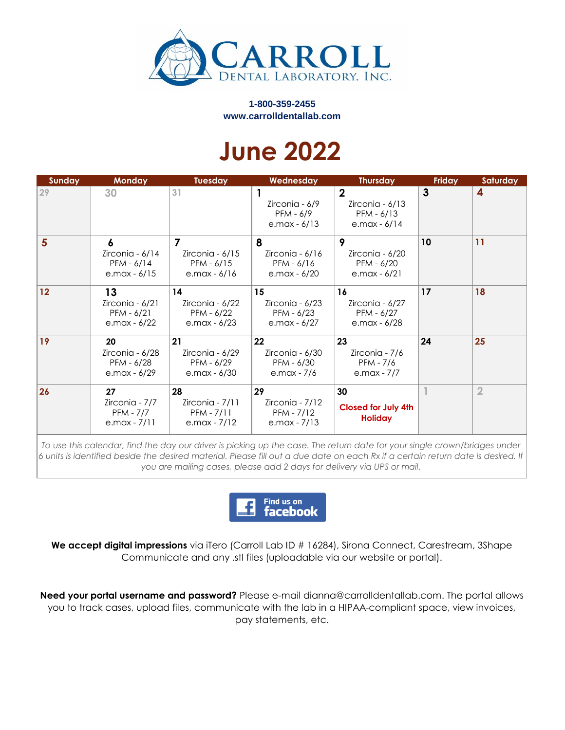**CARROLL**
DENTAL LABORATORY, INC.

**1-800-359-2455**
**www.carrolldentallab.com**

# June 2022

| Sunday | Monday | Tuesday | Wednesday | Thursday | Friday | Saturday |
|---|---|---|---|---|---|---|
| 29 | 30 | 31 | **1** Zirconia - 6/9 PFM - 6/9 e.max - 6/13 | **2** Zirconia - 6/13 PFM - 6/13 e.max - 6/14 | **3** | **4** |
| **5** | **6** Zirconia - 6/14 PFM - 6/14 e.max - 6/15 | **7** Zirconia - 6/15 PFM - 6/15 e.max - 6/16 | **8** Zirconia - 6/16 PFM - 6/16 e.max - 6/20 | **9** Zirconia - 6/20 PFM - 6/20 e.max - 6/21 | **10** | **11** |
| **12** | **13** Zirconia - 6/21 PFM - 6/21 e.max - 6/22 | **14** Zirconia - 6/22 PFM - 6/22 e.max - 6/23 | **15** Zirconia - 6/23 PFM - 6/23 e.max - 6/27 | **16** Zirconia - 6/27 PFM - 6/27 e.max - 6/28 | **17** | **18** |
| **19** | **20** Zirconia - 6/28 PFM - 6/28 e.max - 6/29 | **21** Zirconia - 6/29 PFM - 6/29 e.max - 6/30 | **22** Zirconia - 6/30 PFM - 6/30 e.max - 7/6 | **23** Zirconia - 7/6 PFM - 7/6 e.max - 7/7 | **24** | **25** |
| **26** | **27** Zirconia - 7/7 PFM - 7/7 e.max - 7/11 | **28** Zirconia - 7/11 PFM - 7/11 e.max - 7/12 | **29** Zirconia - 7/12 PFM - 7/12 e.max - 7/13 | **30** **Closed for July 4th Holiday** | 1 | 2 |

*To use this calendar, find the day our driver is picking up the case. The return date for your single crown/bridges under 6 units is identified beside the desired material. Please fill out a due date on each Rx if a certain return date is desired. If you are mailing cases, please add 2 days for delivery via UPS or mail.*

Find us on facebook

**We accept digital impressions** via iTero (Carroll Lab ID # 16284), Sirona Connect, Carestream, 3Shape Communicate and any .stl files (uploadable via our website or portal).

**Need your portal username and password?** Please e-mail dianna@carrolldentallab.com. The portal allows you to track cases, upload files, communicate with the lab in a HIPAA-compliant space, view invoices, pay statements, etc.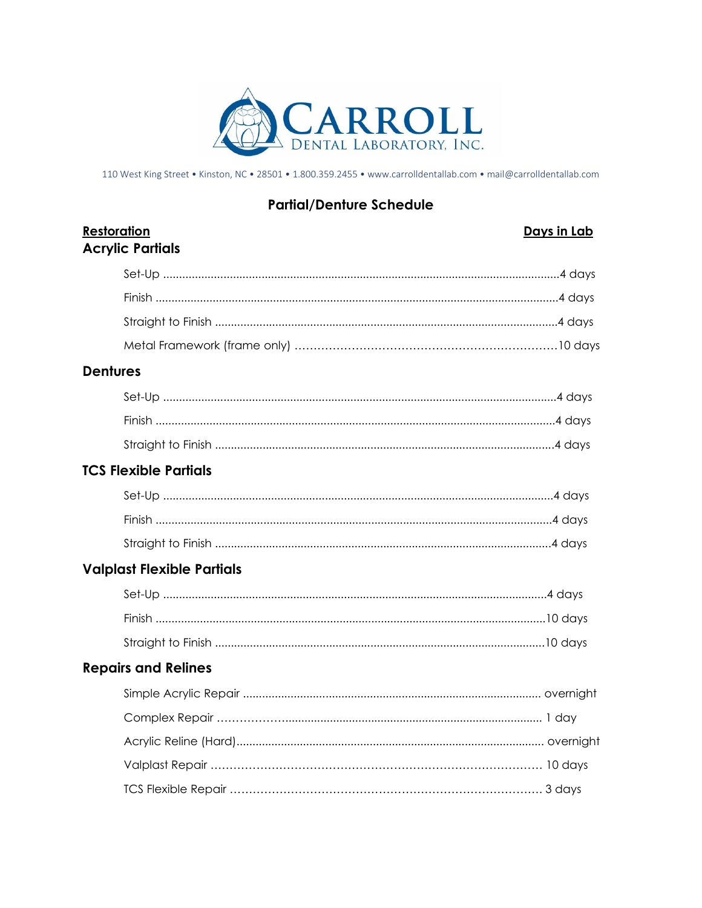CARROLL DENTAL LABORATORY, INC.

110 West King Street • Kinston, NC • 28501 • 1.800.359.2455 • www.carrolldentallab.com • mail@carrolldentallab.com

# Partial/Denture Schedule

| Restoration | Days in Lab |
|---|---|
| **Acrylic Partials** | |
| Set-Up | 4 days |
| Finish | 4 days |
| Straight to Finish | 4 days |
| Metal Framework (frame only) | 10 days |
| **Dentures** | |
| Set-Up | 4 days |
| Finish | 4 days |
| Straight to Finish | 4 days |
| **TCS Flexible Partials** | |
| Set-Up | 4 days |
| Finish | 4 days |
| Straight to Finish | 4 days |
| **Valplast Flexible Partials** | |
| Set-Up | 4 days |
| Finish | 10 days |
| Straight to Finish | 10 days |
| **Repairs and Relines** | |
| Simple Acrylic Repair | overnight |
| Complex Repair | 1 day |
| Acrylic Reline (Hard) | overnight |
| Valplast Repair | 10 days |
| TCS Flexible Repair | 3 days |